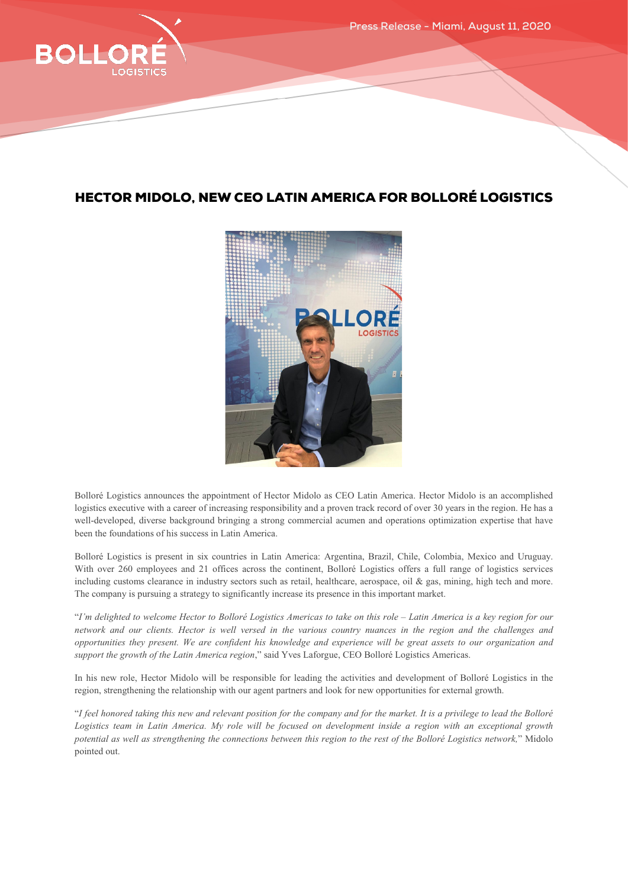Press Release - Miami, August 11, 2020

# HECTOR MIDOLO, NEW CEO LATIN AMERICA FOR BOLLORÉ LOGISTICS

Bolloré Logistics announces the appointment of Hector Midolo as CEO Latin America. Hector Midolo is an accomplished logistics executive with a career of increasing responsibility and a proven track record of over 30 years in the region. He has a well-developed, diverse background bringing a strong commercial acumen and operations optimization expertise that have been the foundations of his success in Latin America.

Bolloré Logistics is present in six countries in Latin America: Argentina, Brazil, Chile, Colombia, Mexico and Uruguay. With over 260 employees and 21 offices across the continent, Bolloré Logistics offers a full range of logistics services including customs clearance in industry sectors such as retail, healthcare, aerospace, oil & gas, mining, high tech and more. The company is pursuing a strategy to significantly increase its presence in this important market.

"*I'm delighted to welcome Hector to Bolloré Logistics Americas to take on this role – Latin America is a key region for our network and our clients. Hector is well versed in the various country nuances in the region and the challenges and opportunities they present. We are confident his knowledge and experience will be great assets to our organization and support the growth of the Latin America region*," said Yves Laforgue, CEO Bolloré Logistics Americas.

In his new role, Hector Midolo will be responsible for leading the activities and development of Bolloré Logistics in the region, strengthening the relationship with our agent partners and look for new opportunities for external growth.

"*I feel honored taking this new and relevant position for the company and for the market. It is a privilege to lead the Bolloré Logistics team in Latin America. My role will be focused on development inside a region with an exceptional growth potential as well as strengthening the connections between this region to the rest of the Bolloré Logistics network,*" Midolo pointed out.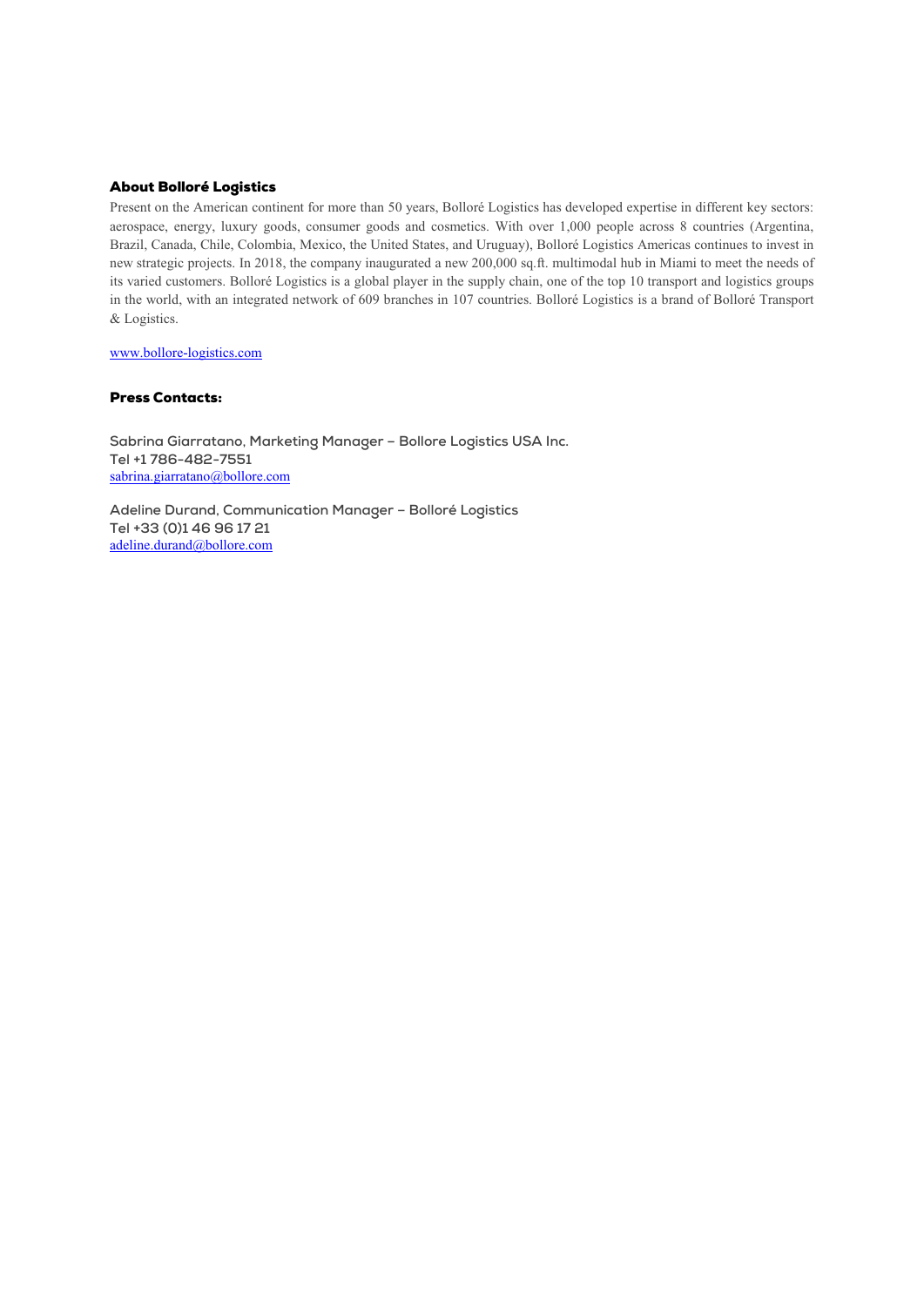## About Bolloré Logistics

Present on the American continent for more than 50 years, Bolloré Logistics has developed expertise in different key sectors: aerospace, energy, luxury goods, consumer goods and cosmetics. With over 1,000 people across 8 countries (Argentina, Brazil, Canada, Chile, Colombia, Mexico, the United States, and Uruguay), Bolloré Logistics Americas continues to invest in new strategic projects. In 2018, the company inaugurated a new 200,000 sq.ft. multimodal hub in Miami to meet the needs of its varied customers. Bolloré Logistics is a global player in the supply chain, one of the top 10 transport and logistics groups in the world, with an integrated network of 609 branches in 107 countries. Bolloré Logistics is a brand of Bolloré Transport & Logistics.

www.bollore-logistics.com

## Press Contacts:

Sabrina Giarratano, Marketing Manager – Bollore Logistics USA Inc.
Tel +1 786-482-7551
sabrina.giarratano@bollore.com

Adeline Durand, Communication Manager – Bolloré Logistics
Tel +33 (0)1 46 96 17 21
adeline.durand@bollore.com